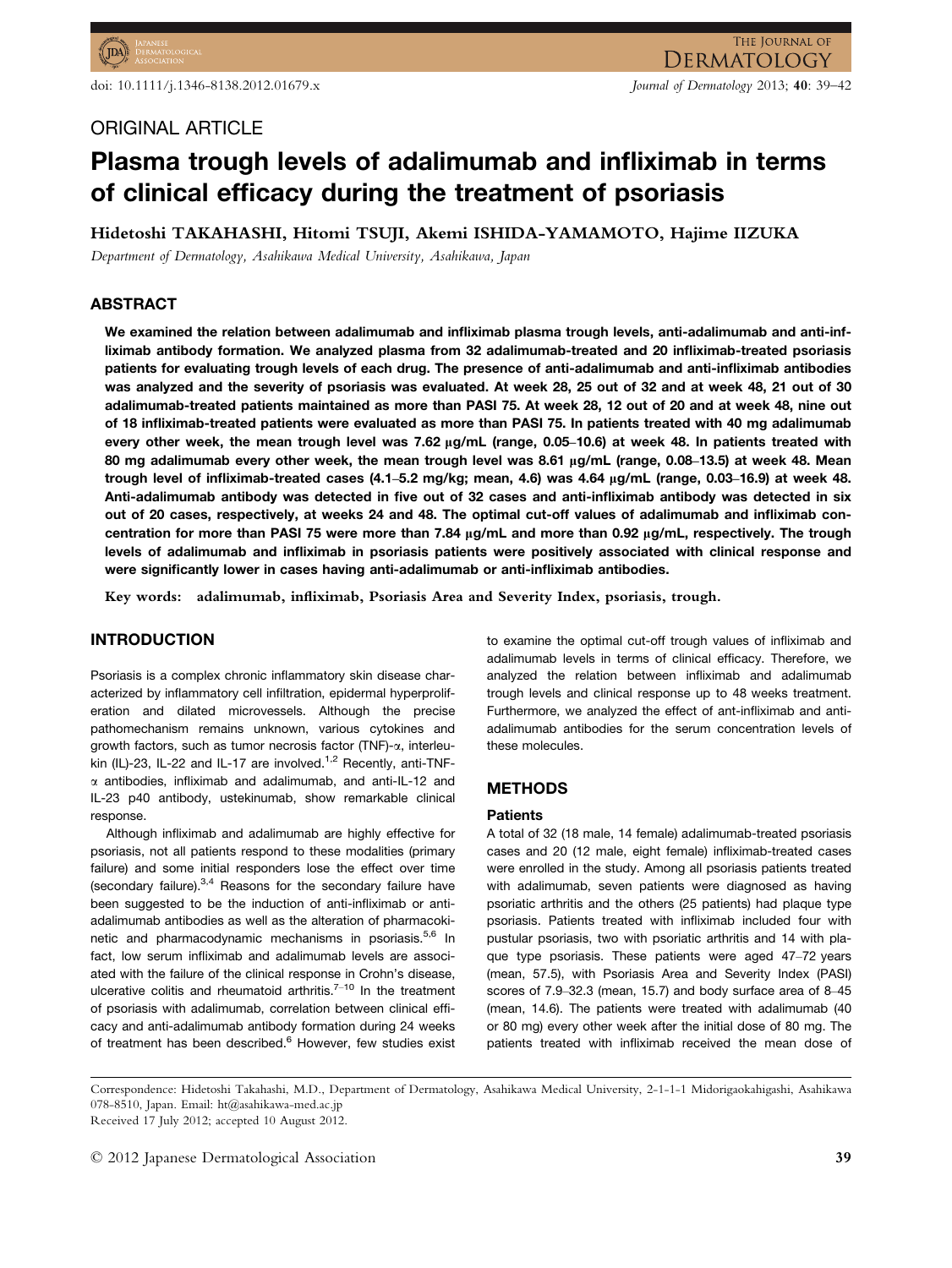ORIGINAL ARTICLE

# Plasma trough levels of adalimumab and infliximab in terms of clinical efficacy during the treatment of psoriasis

**Hidetoshi TAKAHASHI, Hitomi TSUJI, Akemi ISHIDA-YAMAMOTO, Hajime IIZUKA**

*Department of Dermatology, Asahikawa Medical University, Asahikawa, Japan*

## ABSTRACT

**We examined the relation between adalimumab and infliximab plasma trough levels, anti-adalimumab and anti-infliximab antibody formation. We analyzed plasma from 32 adalimumab-treated and 20 infliximab-treated psoriasis patients for evaluating trough levels of each drug. The presence of anti-adalimumab and anti-infliximab antibodies was analyzed and the severity of psoriasis was evaluated. At week 28, 25 out of 32 and at week 48, 21 out of 30 adalimumab-treated patients maintained as more than PASI 75. At week 28, 12 out of 20 and at week 48, nine out of 18 infliximab-treated patients were evaluated as more than PASI 75. In patients treated with 40 mg adalimumab every other week, the mean trough level was 7.62 μg/mL (range, 0.05–10.6) at week 48. In patients treated with 80 mg adalimumab every other week, the mean trough level was 8.61 μg/mL (range, 0.08–13.5) at week 48. Mean trough level of infliximab-treated cases (4.1–5.2 mg/kg; mean, 4.6) was 4.64 μg/mL (range, 0.03–16.9) at week 48. Anti-adalimumab antibody was detected in five out of 32 cases and anti-infliximab antibody was detected in six out of 20 cases, respectively, at weeks 24 and 48. The optimal cut-off values of adalimumab and infliximab concentration for more than PASI 75 were more than 7.84 μg/mL and more than 0.92 μg/mL, respectively. The trough levels of adalimumab and infliximab in psoriasis patients were positively associated with clinical response and were significantly lower in cases having anti-adalimumab or anti-infliximab antibodies.**

**Key words:** adalimumab, infliximab, Psoriasis Area and Severity Index, psoriasis, trough.

## INTRODUCTION

Psoriasis is a complex chronic inflammatory skin disease characterized by inflammatory cell infiltration, epidermal hyperproliferation and dilated microvessels. Although the precise pathomechanism remains unknown, various cytokines and growth factors, such as tumor necrosis factor (TNF)-α, interleukin (IL)-23, IL-22 and IL-17 are involved.[1,2] Recently, anti-TNF-α antibodies, infliximab and adalimumab, and anti-IL-12 and IL-23 p40 antibody, ustekinumab, show remarkable clinical response.

Although infliximab and adalimumab are highly effective for psoriasis, not all patients respond to these modalities (primary failure) and some initial responders lose the effect over time (secondary failure).[3,4] Reasons for the secondary failure have been suggested to be the induction of anti-infliximab or anti-adalimumab antibodies as well as the alteration of pharmacokinetic and pharmacodynamic mechanisms in psoriasis.[5,6] In fact, low serum infliximab and adalimumab levels are associated with the failure of the clinical response in Crohn's disease, ulcerative colitis and rheumatoid arthritis.[7–10] In the treatment of psoriasis with adalimumab, correlation between clinical efficacy and anti-adalimumab antibody formation during 24 weeks of treatment has been described.[6] However, few studies exist to examine the optimal cut-off trough values of infliximab and adalimumab levels in terms of clinical efficacy. Therefore, we analyzed the relation between infliximab and adalimumab trough levels and clinical response up to 48 weeks treatment. Furthermore, we analyzed the effect of ant-infliximab and anti-adalimumab antibodies for the serum concentration levels of these molecules.

## METHODS

### Patients

A total of 32 (18 male, 14 female) adalimumab-treated psoriasis cases and 20 (12 male, eight female) infliximab-treated cases were enrolled in the study. Among all psoriasis patients treated with adalimumab, seven patients were diagnosed as having psoriatic arthritis and the others (25 patients) had plaque type psoriasis. Patients treated with infliximab included four with pustular psoriasis, two with psoriatic arthritis and 14 with plaque type psoriasis. These patients were aged 47–72 years (mean, 57.5), with Psoriasis Area and Severity Index (PASI) scores of 7.9–32.3 (mean, 15.7) and body surface area of 8–45 (mean, 14.6). The patients were treated with adalimumab (40 or 80 mg) every other week after the initial dose of 80 mg. The patients treated with infliximab received the mean dose of

Correspondence: Hidetoshi Takahashi, M.D., Department of Dermatology, Asahikawa Medical University, 2-1-1-1 Midorigaokahigashi, Asahikawa 078-8510, Japan. Email: ht@asahikawa-med.ac.jp

Received 17 July 2012; accepted 10 August 2012.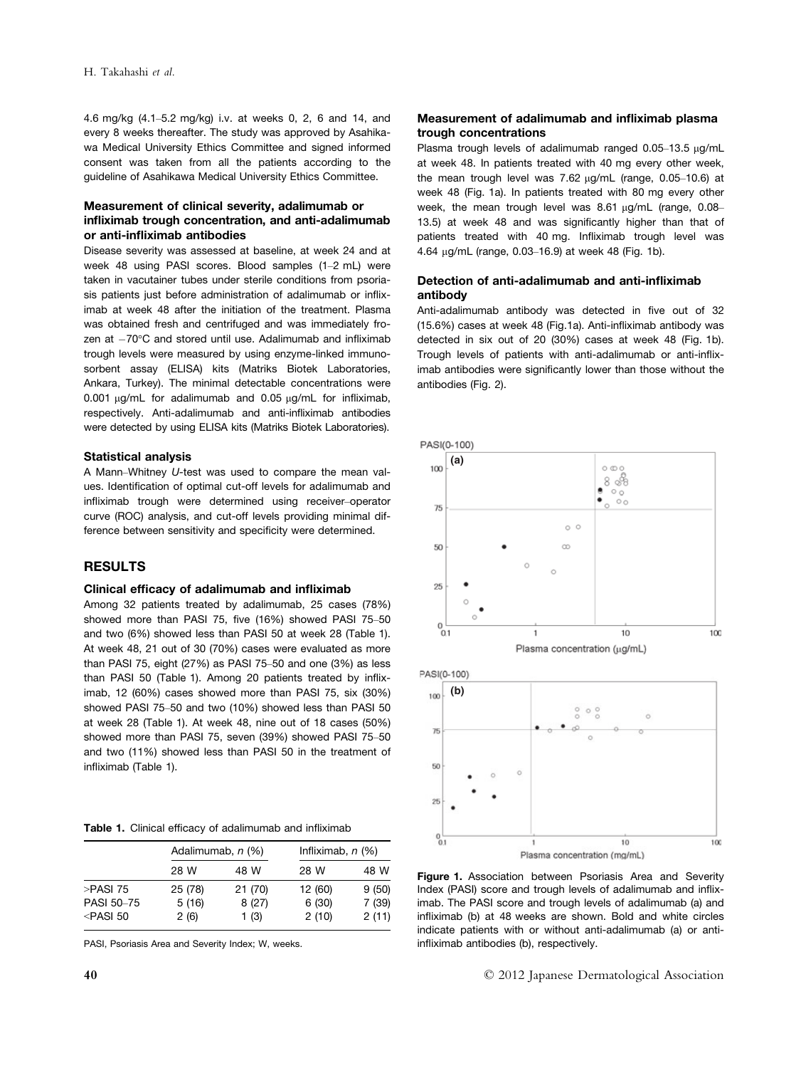4.6 mg/kg (4.1–5.2 mg/kg) i.v. at weeks 0, 2, 6 and 14, and every 8 weeks thereafter. The study was approved by Asahikawa Medical University Ethics Committee and signed informed consent was taken from all the patients according to the guideline of Asahikawa Medical University Ethics Committee.

### Measurement of clinical severity, adalimumab or infliximab trough concentration, and anti-adalimumab or anti-infliximab antibodies

Disease severity was assessed at baseline, at week 24 and at week 48 using PASI scores. Blood samples (1–2 mL) were taken in vacutainer tubes under sterile conditions from psoriasis patients just before administration of adalimumab or infliximab at week 48 after the initiation of the treatment. Plasma was obtained fresh and centrifuged and was immediately frozen at −70°C and stored until use. Adalimumab and infliximab trough levels were measured by using enzyme-linked immunosorbent assay (ELISA) kits (Matriks Biotek Laboratories, Ankara, Turkey). The minimal detectable concentrations were 0.001 μg/mL for adalimumab and 0.05 μg/mL for infliximab, respectively. Anti-adalimumab and anti-infliximab antibodies were detected by using ELISA kits (Matriks Biotek Laboratories).

### Statistical analysis

A Mann–Whitney *U*-test was used to compare the mean values. Identification of optimal cut-off levels for adalimumab and infliximab trough were determined using receiver–operator curve (ROC) analysis, and cut-off levels providing minimal difference between sensitivity and specificity were determined.

## RESULTS

### Clinical efficacy of adalimumab and infliximab

Among 32 patients treated by adalimumab, 25 cases (78%) showed more than PASI 75, five (16%) showed PASI 75–50 and two (6%) showed less than PASI 50 at week 28 (Table 1). At week 48, 21 out of 30 (70%) cases were evaluated as more than PASI 75, eight (27%) as PASI 75–50 and one (3%) as less than PASI 50 (Table 1). Among 20 patients treated by infliximab, 12 (60%) cases showed more than PASI 75, six (30%) showed PASI 75–50 and two (10%) showed less than PASI 50 at week 28 (Table 1). At week 48, nine out of 18 cases (50%) showed more than PASI 75, seven (39%) showed PASI 75–50 and two (11%) showed less than PASI 50 in the treatment of infliximab (Table 1).

**Table 1.** Clinical efficacy of adalimumab and infliximab

| | Adalimumab, *n* (%) | | Infliximab, *n* (%) | |
|---|---|---|---|---|
| | 28 W | 48 W | 28 W | 48 W |
| >PASI 75 | 25 (78) | 21 (70) | 12 (60) | 9 (50) |
| PASI 50–75 | 5 (16) | 8 (27) | 6 (30) | 7 (39) |
| <PASI 50 | 2 (6) | 1 (3) | 2 (10) | 2 (11) |

PASI, Psoriasis Area and Severity Index; W, weeks.

### Measurement of adalimumab and infliximab plasma trough concentrations

Plasma trough levels of adalimumab ranged 0.05–13.5 μg/mL at week 48. In patients treated with 40 mg every other week, the mean trough level was 7.62 μg/mL (range, 0.05–10.6) at week 48 (Fig. 1a). In patients treated with 80 mg every other week, the mean trough level was 8.61 μg/mL (range, 0.08–13.5) at week 48 and was significantly higher than that of patients treated with 40 mg. Infliximab trough level was 4.64 μg/mL (range, 0.03–16.9) at week 48 (Fig. 1b).

### Detection of anti-adalimumab and anti-infliximab antibody

Anti-adalimumab antibody was detected in five out of 32 (15.6%) cases at week 48 (Fig.1a). Anti-infliximab antibody was detected in six out of 20 (30%) cases at week 48 (Fig. 1b). Trough levels of patients with anti-adalimumab or anti-infliximab antibodies were significantly lower than those without the antibodies (Fig. 2).

**Figure 1.** Association between Psoriasis Area and Severity Index (PASI) score and trough levels of adalimumab and infliximab. The PASI score and trough levels of adalimumab (a) and infliximab (b) at 48 weeks are shown. Bold and white circles indicate patients with or without anti-adalimumab (a) or anti-infliximab antibodies (b), respectively.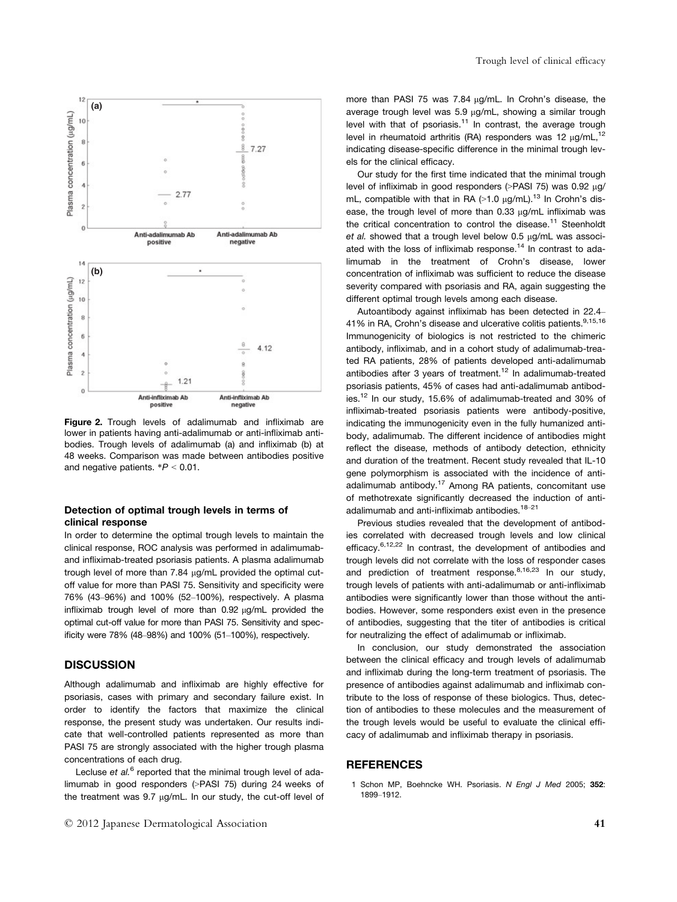**Figure 2.** Trough levels of adalimumab and infliximab are lower in patients having anti-adalimumab or anti-infliximab antibodies. Trough levels of adalimumab (a) and infliximab (b) at 48 weeks. Comparison was made between antibodies positive and negative patients. $^*P < 0.01$.

### Detection of optimal trough levels in terms of clinical response

In order to determine the optimal trough levels to maintain the clinical response, ROC analysis was performed in adalimumab- and infliximab-treated psoriasis patients. A plasma adalimumab trough level of more than 7.84 μg/mL provided the optimal cut-off value for more than PASI 75. Sensitivity and specificity were 76% (43–96%) and 100% (52–100%), respectively. A plasma infliximab trough level of more than 0.92 μg/mL provided the optimal cut-off value for more than PASI 75. Sensitivity and specificity were 78% (48–98%) and 100% (51–100%), respectively.

## DISCUSSION

Although adalimumab and infliximab are highly effective for psoriasis, cases with primary and secondary failure exist. In order to identify the factors that maximize the clinical response, the present study was undertaken. Our results indicate that well-controlled patients represented as more than PASI 75 are strongly associated with the higher trough plasma concentrations of each drug.

Lecluse *et al.*[6] reported that the minimal trough level of adalimumab in good responders (>PASI 75) during 24 weeks of the treatment was 9.7 μg/mL. In our study, the cut-off level of more than PASI 75 was 7.84 μg/mL. In Crohn's disease, the average trough level was 5.9 μg/mL, showing a similar trough level with that of psoriasis.[11] In contrast, the average trough level in rheumatoid arthritis (RA) responders was 12 μg/mL,[12] indicating disease-specific difference in the minimal trough levels for the clinical efficacy.

Our study for the first time indicated that the minimal trough level of infliximab in good responders (>PASI 75) was 0.92 μg/mL, compatible with that in RA (>1.0 μg/mL).[13] In Crohn's disease, the trough level of more than 0.33 μg/mL infliximab was the critical concentration to control the disease.[11] Steenholdt *et al.* showed that a trough level below 0.5 μg/mL was associated with the loss of infliximab response.[14] In contrast to adalimumab in the treatment of Crohn's disease, lower concentration of infliximab was sufficient to reduce the disease severity compared with psoriasis and RA, again suggesting the different optimal trough levels among each disease.

Autoantibody against infliximab has been detected in 22.4–41% in RA, Crohn's disease and ulcerative colitis patients.[9,15,16] Immunogenicity of biologics is not restricted to the chimeric antibody, infliximab, and in a cohort study of adalimumab-treated RA patients, 28% of patients developed anti-adalimumab antibodies after 3 years of treatment.[12] In adalimumab-treated psoriasis patients, 45% of cases had anti-adalimumab antibodies.[12] In our study, 15.6% of adalimumab-treated and 30% of infliximab-treated psoriasis patients were antibody-positive, indicating the immunogenicity even in the fully humanized antibody, adalimumab. The different incidence of antibodies might reflect the disease, methods of antibody detection, ethnicity and duration of the treatment. Recent study revealed that IL-10 gene polymorphism is associated with the incidence of anti-adalimumab antibody.[17] Among RA patients, concomitant use of methotrexate significantly decreased the induction of anti-adalimumab and anti-infliximab antibodies.[18–21]

Previous studies revealed that the development of antibodies correlated with decreased trough levels and low clinical efficacy.[6,12,22] In contrast, the development of antibodies and trough levels did not correlate with the loss of responder cases and prediction of treatment response.[8,16,23] In our study, trough levels of patients with anti-adalimumab or anti-infliximab antibodies were significantly lower than those without the antibodies. However, some responders exist even in the presence of antibodies, suggesting that the titer of antibodies is critical for neutralizing the effect of adalimumab or infliximab.

In conclusion, our study demonstrated the association between the clinical efficacy and trough levels of adalimumab and infliximab during the long-term treatment of psoriasis. The presence of antibodies against adalimumab and infliximab contribute to the loss of response of these biologics. Thus, detection of antibodies to these molecules and the measurement of the trough levels would be useful to evaluate the clinical efficacy of adalimumab and infliximab therapy in psoriasis.

## REFERENCES

1 Schon MP, Boehncke WH. Psoriasis. *N Engl J Med* 2005; **352**: 1899–1912.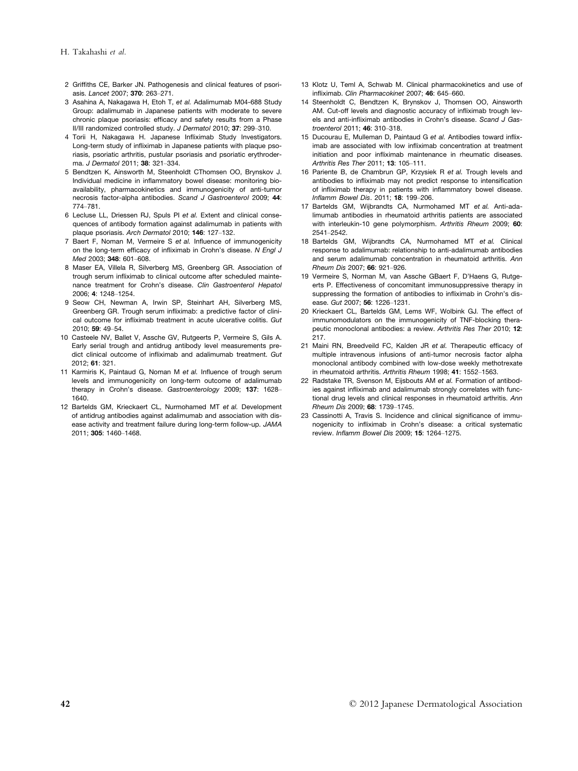2 Griffiths CE, Barker JN. Pathogenesis and clinical features of psoriasis. *Lancet* 2007; **370**: 263–271.

3 Asahina A, Nakagawa H, Etoh T, *et al.* Adalimumab M04-688 Study Group: adalimumab in Japanese patients with moderate to severe chronic plaque psoriasis: efficacy and safety results from a Phase II/III randomized controlled study. *J Dermatol* 2010; **37**: 299–310.

4 Torii H, Nakagawa H. Japanese Infliximab Study Investigators. Long-term study of infliximab in Japanese patients with plaque psoriasis, psoriatic arthritis, pustular psoriasis and psoriatic erythroderma. *J Dermatol* 2011; **38**: 321–334.

5 Bendtzen K, Ainsworth M, Steenholdt CThomsen OO, Brynskov J. Individual medicine in inflammatory bowel disease: monitoring bioavailability, pharmacokinetics and immunogenicity of anti-tumor necrosis factor-alpha antibodies. *Scand J Gastroenterol* 2009; **44**: 774–781.

6 Lecluse LL, Driessen RJ, Spuls PI *et al.* Extent and clinical consequences of antibody formation against adalimumab in patients with plaque psoriasis. *Arch Dermatol* 2010; **146**: 127–132.

7 Baert F, Noman M, Vermeire S *et al.* Influence of immunogenicity on the long-term efficacy of infliximab in Crohn's disease. *N Engl J Med* 2003; **348**: 601–608.

8 Maser EA, Villela R, Silverberg MS, Greenberg GR. Association of trough serum infliximab to clinical outcome after scheduled maintenance treatment for Crohn's disease. *Clin Gastroenterol Hepatol* 2006; **4**: 1248–1254.

9 Seow CH, Newman A, Irwin SP, Steinhart AH, Silverberg MS, Greenberg GR. Trough serum infliximab: a predictive factor of clinical outcome for infliximab treatment in acute ulcerative colitis. *Gut* 2010; **59**: 49–54.

10 Casteele NV, Ballet V, Assche GV, Rutgeerts P, Vermeire S, Gils A. Early serial trough and antidrug antibody level measurements predict clinical outcome of infliximab and adalimumab treatment. *Gut* 2012; **61**: 321.

11 Karmiris K, Paintaud G, Noman M *et al.* Influence of trough serum levels and immunogenicity on long-term outcome of adalimumab therapy in Crohn's disease. *Gastroenterology* 2009; **137**: 1628–1640.

12 Bartelds GM, Krieckaert CL, Nurmohamed MT *et al.* Development of antidrug antibodies against adalimumab and association with disease activity and treatment failure during long-term follow-up. *JAMA* 2011; **305**: 1460–1468.

13 Klotz U, Teml A, Schwab M. Clinical pharmacokinetics and use of infliximab. *Clin Pharmacokinet* 2007; **46**: 645–660.

14 Steenholdt C, Bendtzen K, Brynskov J, Thomsen OO, Ainsworth AM. Cut-off levels and diagnostic accuracy of infliximab trough levels and anti-infliximab antibodies in Crohn's disease. *Scand J Gastroenterol* 2011; **46**: 310–318.

15 Ducourau E, Mulleman D, Paintaud G *et al.* Antibodies toward infliximab are associated with low infliximab concentration at treatment initiation and poor infliximab maintenance in rheumatic diseases. *Arthritis Res Ther* 2011; **13**: 105–111.

16 Pariente B, de Chambrun GP, Krzysiek R *et al.* Trough levels and antibodies to infliximab may not predict response to intensification of infliximab therapy in patients with inflammatory bowel disease. *Inflamm Bowel Dis*. 2011; **18**: 199–206.

17 Bartelds GM, Wijbrandts CA, Nurmohamed MT *et al.* Anti-adalimumab antibodies in rheumatoid arthritis patients are associated with interleukin-10 gene polymorphism. *Arthritis Rheum* 2009; **60**: 2541–2542.

18 Bartelds GM, Wijbrandts CA, Nurmohamed MT *et al.* Clinical response to adalimumab: relationship to anti-adalimumab antibodies and serum adalimumab concentration in rheumatoid arthritis. *Ann Rheum Dis* 2007; **66**: 921–926.

19 Vermeire S, Norman M, van Assche GBaert F, D'Haens G, Rutgeerts P. Effectiveness of concomitant immunosuppressive therapy in suppressing the formation of antibodies to infliximab in Crohn's disease. *Gut* 2007; **56**: 1226–1231.

20 Krieckaert CL, Bartelds GM, Lems WF, Wolbink GJ. The effect of immunomodulators on the immunogenicity of TNF-blocking therapeutic monoclonal antibodies: a review. *Arthritis Res Ther* 2010; **12**: 217.

21 Maini RN, Breedveild FC, Kalden JR *et al.* Therapeutic efficacy of multiple intravenous infusions of anti-tumor necrosis factor alpha monoclonal antibody combined with low-dose weekly methotrexate in rheumatoid arthritis. *Arthritis Rheum* 1998; **41**: 1552–1563.

22 Radstake TR, Svenson M, Eijsbouts AM *et al.* Formation of antibodies against infliximab and adalimumab strongly correlates with functional drug levels and clinical responses in rheumatoid arthritis. *Ann Rheum Dis* 2009; **68**: 1739–1745.

23 Cassinotti A, Travis S. Incidence and clinical significance of immunogenicity to infliximab in Crohn's disease: a critical systematic review. *Inflamm Bowel Dis* 2009; **15**: 1264–1275.